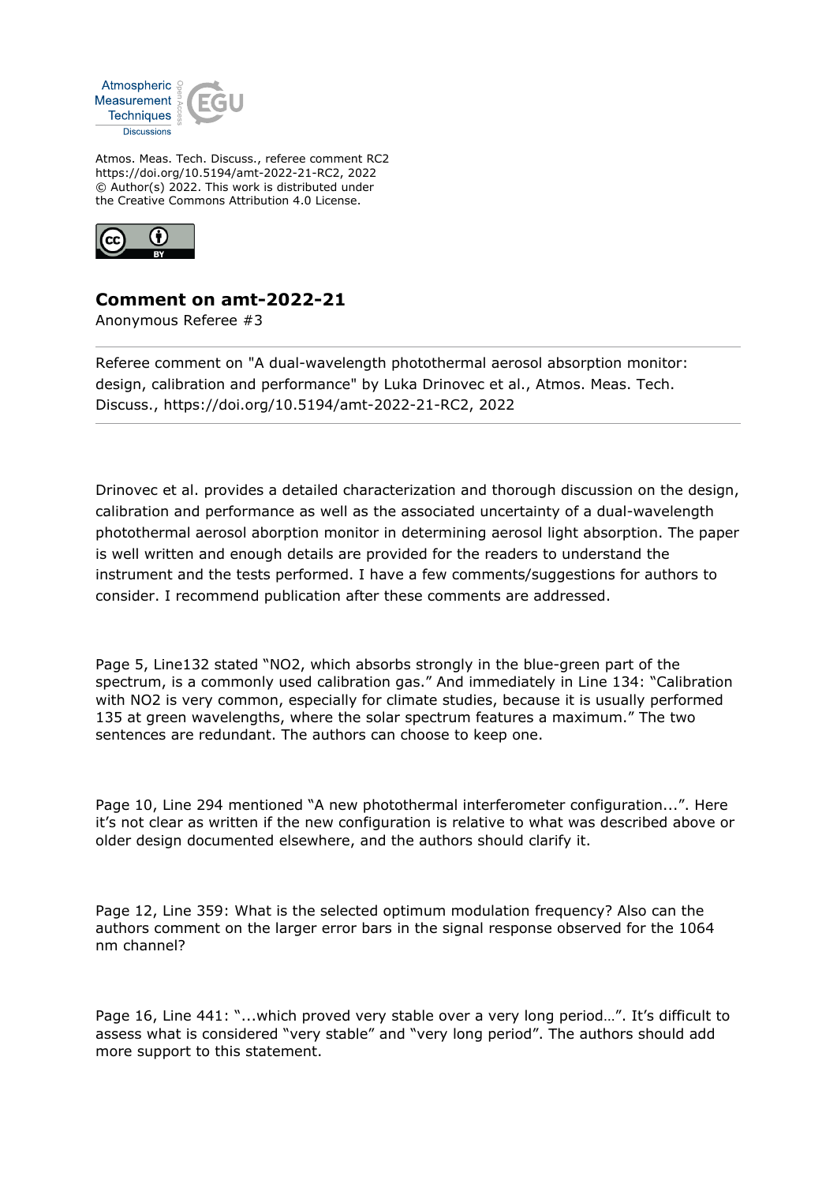Atmos. Meas. Tech. Discuss., referee comment RC2
https://doi.org/10.5194/amt-2022-21-RC2, 2022
© Author(s) 2022. This work is distributed under
the Creative Commons Attribution 4.0 License.

## Comment on amt-2022-21

Anonymous Referee #3

Referee comment on "A dual-wavelength photothermal aerosol absorption monitor: design, calibration and performance" by Luka Drinovec et al., Atmos. Meas. Tech. Discuss., https://doi.org/10.5194/amt-2022-21-RC2, 2022

Drinovec et al. provides a detailed characterization and thorough discussion on the design, calibration and performance as well as the associated uncertainty of a dual-wavelength photothermal aerosol aborption monitor in determining aerosol light absorption. The paper is well written and enough details are provided for the readers to understand the instrument and the tests performed. I have a few comments/suggestions for authors to consider. I recommend publication after these comments are addressed.

Page 5, Line132 stated "$NO_2$, which absorbs strongly in the blue-green part of the spectrum, is a commonly used calibration gas." And immediately in Line 134: "Calibration with $NO_2$ is very common, especially for climate studies, because it is usually performed 135 at green wavelengths, where the solar spectrum features a maximum." The two sentences are redundant. The authors can choose to keep one.

Page 10, Line 294 mentioned "A new photothermal interferometer configuration...". Here it's not clear as written if the new configuration is relative to what was described above or older design documented elsewhere, and the authors should clarify it.

Page 12, Line 359: What is the selected optimum modulation frequency? Also can the authors comment on the larger error bars in the signal response observed for the 1064 nm channel?

Page 16, Line 441: "...which proved very stable over a very long period…". It's difficult to assess what is considered "very stable" and "very long period". The authors should add more support to this statement.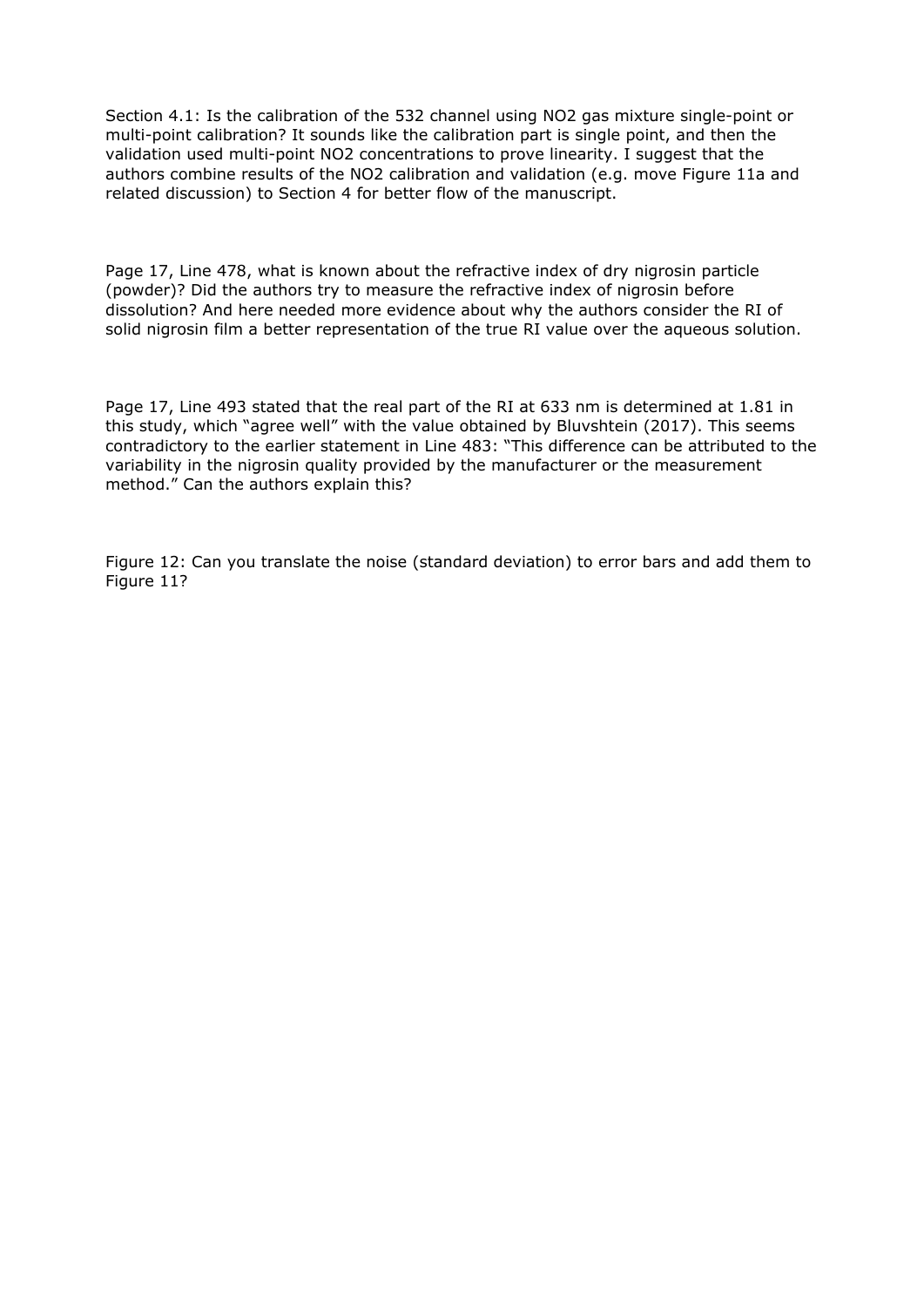Section 4.1: Is the calibration of the 532 channel using $NO_2$ gas mixture single-point or multi-point calibration? It sounds like the calibration part is single point, and then the validation used multi-point $NO_2$ concentrations to prove linearity. I suggest that the authors combine results of the $NO_2$ calibration and validation (e.g. move Figure 11a and related discussion) to Section 4 for better flow of the manuscript.

Page 17, Line 478, what is known about the refractive index of dry nigrosin particle (powder)? Did the authors try to measure the refractive index of nigrosin before dissolution? And here needed more evidence about why the authors consider the RI of solid nigrosin film a better representation of the true RI value over the aqueous solution.

Page 17, Line 493 stated that the real part of the RI at 633 nm is determined at 1.81 in this study, which "agree well" with the value obtained by Bluvshtein (2017). This seems contradictory to the earlier statement in Line 483: "This difference can be attributed to the variability in the nigrosin quality provided by the manufacturer or the measurement method." Can the authors explain this?

Figure 12: Can you translate the noise (standard deviation) to error bars and add them to Figure 11?